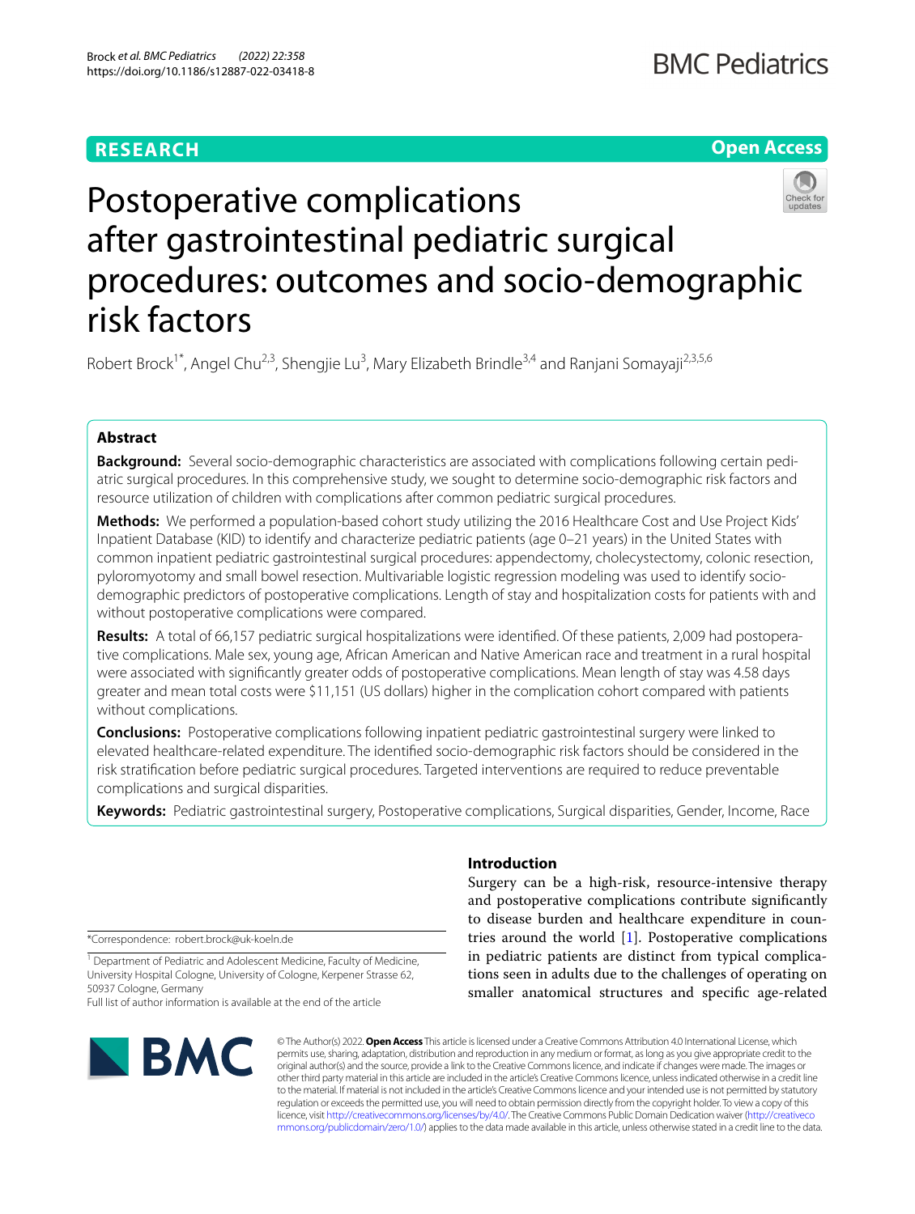RESEARCH

Open Access

# Postoperative complications after gastrointestinal pediatric surgical procedures: outcomes and socio-demographic risk factors

Robert Brock[1*], Angel Chu[2,3], Shengjie Lu[3], Mary Elizabeth Brindle[3,4] and Ranjani Somayaji[2,3,5,6]

## Abstract

**Background:** Several socio-demographic characteristics are associated with complications following certain pediatric surgical procedures. In this comprehensive study, we sought to determine socio-demographic risk factors and resource utilization of children with complications after common pediatric surgical procedures.

**Methods:** We performed a population-based cohort study utilizing the 2016 Healthcare Cost and Use Project Kids' Inpatient Database (KID) to identify and characterize pediatric patients (age 0–21 years) in the United States with common inpatient pediatric gastrointestinal surgical procedures: appendectomy, cholecystectomy, colonic resection, pyloromyotomy and small bowel resection. Multivariable logistic regression modeling was used to identify socio-demographic predictors of postoperative complications. Length of stay and hospitalization costs for patients with and without postoperative complications were compared.

**Results:** A total of 66,157 pediatric surgical hospitalizations were identified. Of these patients, 2,009 had postoperative complications. Male sex, young age, African American and Native American race and treatment in a rural hospital were associated with significantly greater odds of postoperative complications. Mean length of stay was 4.58 days greater and mean total costs were $11,151 (US dollars) higher in the complication cohort compared with patients without complications.

**Conclusions:** Postoperative complications following inpatient pediatric gastrointestinal surgery were linked to elevated healthcare-related expenditure. The identified socio-demographic risk factors should be considered in the risk stratification before pediatric surgical procedures. Targeted interventions are required to reduce preventable complications and surgical disparities.

**Keywords:** Pediatric gastrointestinal surgery, Postoperative complications, Surgical disparities, Gender, Income, Race

*Correspondence: robert.brock@uk-koeln.de

[1] Department of Pediatric and Adolescent Medicine, Faculty of Medicine, University Hospital Cologne, University of Cologne, Kerpener Strasse 62, 50937 Cologne, Germany

Full list of author information is available at the end of the article

## Introduction

Surgery can be a high-risk, resource-intensive therapy and postoperative complications contribute significantly to disease burden and healthcare expenditure in countries around the world [1]. Postoperative complications in pediatric patients are distinct from typical complications seen in adults due to the challenges of operating on smaller anatomical structures and specific age-related

© The Author(s) 2022. **Open Access** This article is licensed under a Creative Commons Attribution 4.0 International License, which permits use, sharing, adaptation, distribution and reproduction in any medium or format, as long as you give appropriate credit to the original author(s) and the source, provide a link to the Creative Commons licence, and indicate if changes were made. The images or other third party material in this article are included in the article's Creative Commons licence, unless indicated otherwise in a credit line to the material. If material is not included in the article's Creative Commons licence and your intended use is not permitted by statutory regulation or exceeds the permitted use, you will need to obtain permission directly from the copyright holder. To view a copy of this licence, visit http://creativecommons.org/licenses/by/4.0/. The Creative Commons Public Domain Dedication waiver (http://creativecommons.org/publicdomain/zero/1.0/) applies to the data made available in this article, unless otherwise stated in a credit line to the data.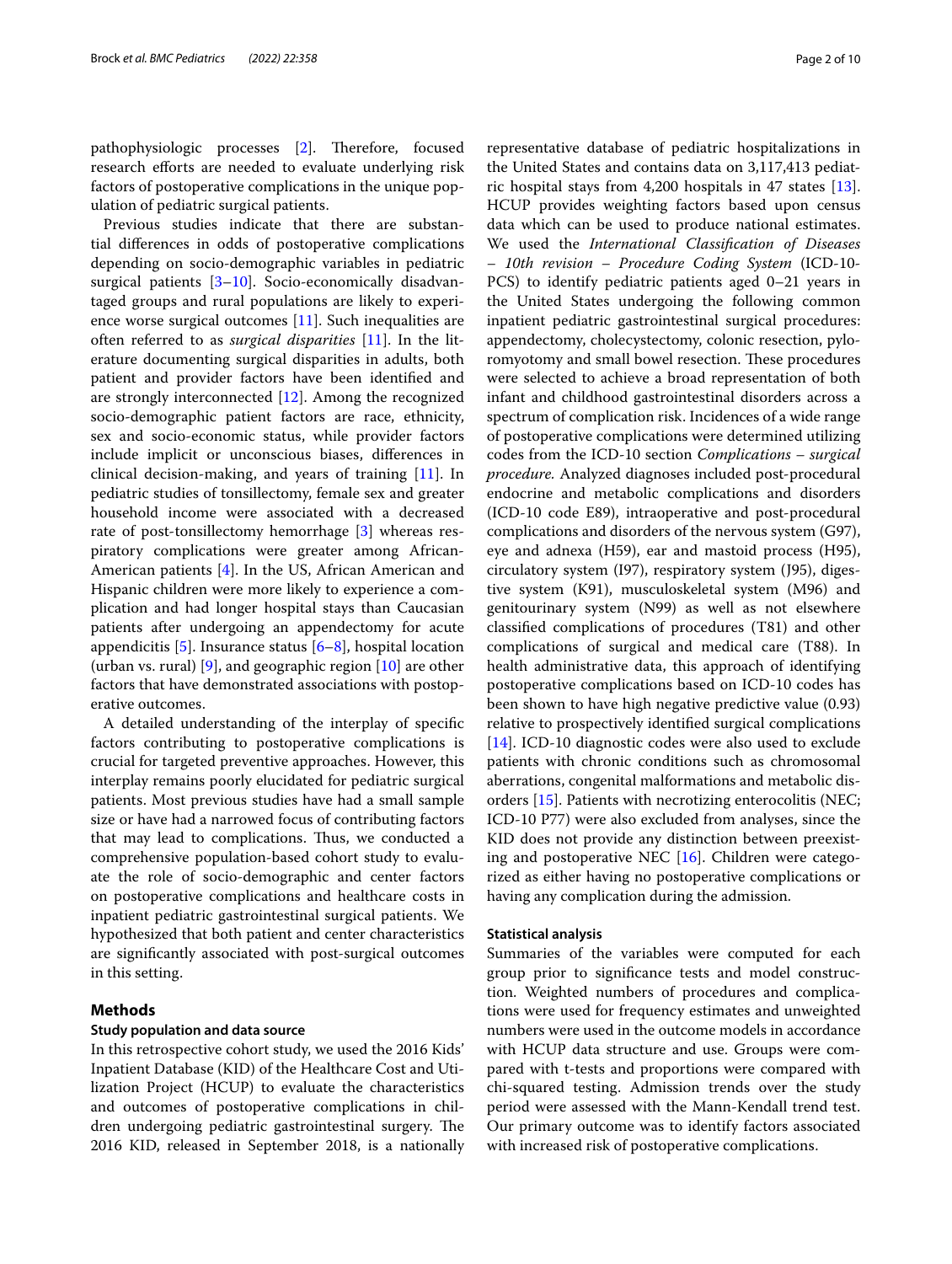pathophysiologic processes [2]. Therefore, focused research efforts are needed to evaluate underlying risk factors of postoperative complications in the unique population of pediatric surgical patients.

Previous studies indicate that there are substantial differences in odds of postoperative complications depending on socio-demographic variables in pediatric surgical patients [3–10]. Socio-economically disadvantaged groups and rural populations are likely to experience worse surgical outcomes [11]. Such inequalities are often referred to as *surgical disparities* [11]. In the literature documenting surgical disparities in adults, both patient and provider factors have been identified and are strongly interconnected [12]. Among the recognized socio-demographic patient factors are race, ethnicity, sex and socio-economic status, while provider factors include implicit or unconscious biases, differences in clinical decision-making, and years of training [11]. In pediatric studies of tonsillectomy, female sex and greater household income were associated with a decreased rate of post-tonsillectomy hemorrhage [3] whereas respiratory complications were greater among African-American patients [4]. In the US, African American and Hispanic children were more likely to experience a complication and had longer hospital stays than Caucasian patients after undergoing an appendectomy for acute appendicitis [5]. Insurance status [6–8], hospital location (urban vs. rural) [9], and geographic region [10] are other factors that have demonstrated associations with postoperative outcomes.

A detailed understanding of the interplay of specific factors contributing to postoperative complications is crucial for targeted preventive approaches. However, this interplay remains poorly elucidated for pediatric surgical patients. Most previous studies have had a small sample size or have had a narrowed focus of contributing factors that may lead to complications. Thus, we conducted a comprehensive population-based cohort study to evaluate the role of socio-demographic and center factors on postoperative complications and healthcare costs in inpatient pediatric gastrointestinal surgical patients. We hypothesized that both patient and center characteristics are significantly associated with post-surgical outcomes in this setting.

## Methods

### Study population and data source

In this retrospective cohort study, we used the 2016 Kids' Inpatient Database (KID) of the Healthcare Cost and Utilization Project (HCUP) to evaluate the characteristics and outcomes of postoperative complications in children undergoing pediatric gastrointestinal surgery. The 2016 KID, released in September 2018, is a nationally representative database of pediatric hospitalizations in the United States and contains data on 3,117,413 pediatric hospital stays from 4,200 hospitals in 47 states [13]. HCUP provides weighting factors based upon census data which can be used to produce national estimates. We used the *International Classification of Diseases – 10th revision – Procedure Coding System* (ICD-10-PCS) to identify pediatric patients aged 0–21 years in the United States undergoing the following common inpatient pediatric gastrointestinal surgical procedures: appendectomy, cholecystectomy, colonic resection, pyloromyotomy and small bowel resection. These procedures were selected to achieve a broad representation of both infant and childhood gastrointestinal disorders across a spectrum of complication risk. Incidences of a wide range of postoperative complications were determined utilizing codes from the ICD-10 section *Complications – surgical procedure.* Analyzed diagnoses included post-procedural endocrine and metabolic complications and disorders (ICD-10 code E89), intraoperative and post-procedural complications and disorders of the nervous system (G97), eye and adnexa (H59), ear and mastoid process (H95), circulatory system (I97), respiratory system (J95), digestive system (K91), musculoskeletal system (M96) and genitourinary system (N99) as well as not elsewhere classified complications of procedures (T81) and other complications of surgical and medical care (T88). In health administrative data, this approach of identifying postoperative complications based on ICD-10 codes has been shown to have high negative predictive value (0.93) relative to prospectively identified surgical complications [14]. ICD-10 diagnostic codes were also used to exclude patients with chronic conditions such as chromosomal aberrations, congenital malformations and metabolic disorders [15]. Patients with necrotizing enterocolitis (NEC; ICD-10 P77) were also excluded from analyses, since the KID does not provide any distinction between preexisting and postoperative NEC [16]. Children were categorized as either having no postoperative complications or having any complication during the admission.

### Statistical analysis

Summaries of the variables were computed for each group prior to significance tests and model construction. Weighted numbers of procedures and complications were used for frequency estimates and unweighted numbers were used in the outcome models in accordance with HCUP data structure and use. Groups were compared with t-tests and proportions were compared with chi-squared testing. Admission trends over the study period were assessed with the Mann-Kendall trend test. Our primary outcome was to identify factors associated with increased risk of postoperative complications.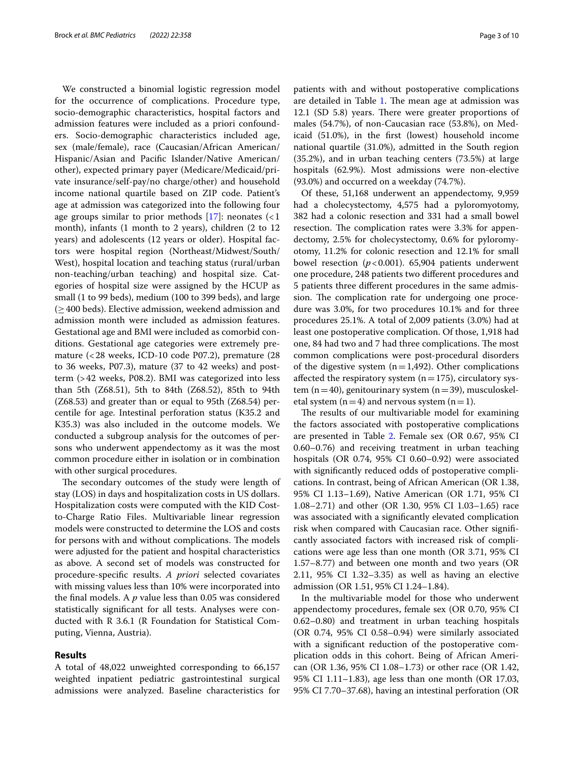We constructed a binomial logistic regression model for the occurrence of complications. Procedure type, socio-demographic characteristics, hospital factors and admission features were included as a priori confounders. Socio-demographic characteristics included age, sex (male/female), race (Caucasian/African American/Hispanic/Asian and Pacific Islander/Native American/other), expected primary payer (Medicare/Medicaid/private insurance/self-pay/no charge/other) and household income national quartile based on ZIP code. Patient's age at admission was categorized into the following four age groups similar to prior methods [17]: neonates (< 1 month), infants (1 month to 2 years), children (2 to 12 years) and adolescents (12 years or older). Hospital factors were hospital region (Northeast/Midwest/South/West), hospital location and teaching status (rural/urban non-teaching/urban teaching) and hospital size. Categories of hospital size were assigned by the HCUP as small (1 to 99 beds), medium (100 to 399 beds), and large (≥ 400 beds). Elective admission, weekend admission and admission month were included as admission features. Gestational age and BMI were included as comorbid conditions. Gestational age categories were extremely premature (< 28 weeks, ICD-10 code P07.2), premature (28 to 36 weeks, P07.3), mature (37 to 42 weeks) and post-term (> 42 weeks, P08.2). BMI was categorized into less than 5th (Z68.51), 5th to 84th (Z68.52), 85th to 94th (Z68.53) and greater than or equal to 95th (Z68.54) percentile for age. Intestinal perforation status (K35.2 and K35.3) was also included in the outcome models. We conducted a subgroup analysis for the outcomes of persons who underwent appendectomy as it was the most common procedure either in isolation or in combination with other surgical procedures.

The secondary outcomes of the study were length of stay (LOS) in days and hospitalization costs in US dollars. Hospitalization costs were computed with the KID Cost-to-Charge Ratio Files. Multivariable linear regression models were constructed to determine the LOS and costs for persons with and without complications. The models were adjusted for the patient and hospital characteristics as above. A second set of models was constructed for procedure-specific results. *A priori* selected covariates with missing values less than 10% were incorporated into the final models. A *p* value less than 0.05 was considered statistically significant for all tests. Analyses were conducted with R 3.6.1 (R Foundation for Statistical Computing, Vienna, Austria).

## Results

A total of 48,022 unweighted corresponding to 66,157 weighted inpatient pediatric gastrointestinal surgical admissions were analyzed. Baseline characteristics for patients with and without postoperative complications are detailed in Table 1. The mean age at admission was 12.1 (SD 5.8) years. There were greater proportions of males (54.7%), of non-Caucasian race (53.8%), on Medicaid (51.0%), in the first (lowest) household income national quartile (31.0%), admitted in the South region (35.2%), and in urban teaching centers (73.5%) at large hospitals (62.9%). Most admissions were non-elective (93.0%) and occurred on a weekday (74.7%).

Of these, 51,168 underwent an appendectomy, 9,959 had a cholecystectomy, 4,575 had a pyloromyotomy, 382 had a colonic resection and 331 had a small bowel resection. The complication rates were 3.3% for appendectomy, 2.5% for cholecystectomy, 0.6% for pyloromyotomy, 11.2% for colonic resection and 12.1% for small bowel resection ($p < 0.001$). 65,904 patients underwent one procedure, 248 patients two different procedures and 5 patients three different procedures in the same admission. The complication rate for undergoing one procedure was 3.0%, for two procedures 10.1% and for three procedures 25.1%. A total of 2,009 patients (3.0%) had at least one postoperative complication. Of those, 1,918 had one, 84 had two and 7 had three complications. The most common complications were post-procedural disorders of the digestive system (n = 1,492). Other complications affected the respiratory system (n = 175), circulatory system (n = 40), genitourinary system (n = 39), musculoskeletal system (n = 4) and nervous system (n = 1).

The results of our multivariable model for examining the factors associated with postoperative complications are presented in Table 2. Female sex (OR 0.67, 95% CI 0.60–0.76) and receiving treatment in urban teaching hospitals (OR 0.74, 95% CI 0.60–0.92) were associated with significantly reduced odds of postoperative complications. In contrast, being of African American (OR 1.38, 95% CI 1.13–1.69), Native American (OR 1.71, 95% CI 1.08–2.71) and other (OR 1.30, 95% CI 1.03–1.65) race was associated with a significantly elevated complication risk when compared with Caucasian race. Other significantly associated factors with increased risk of complications were age less than one month (OR 3.71, 95% CI 1.57–8.77) and between one month and two years (OR 2.11, 95% CI 1.32–3.35) as well as having an elective admission (OR 1.51, 95% CI 1.24–1.84).

In the multivariable model for those who underwent appendectomy procedures, female sex (OR 0.70, 95% CI 0.62–0.80) and treatment in urban teaching hospitals (OR 0.74, 95% CI 0.58–0.94) were similarly associated with a significant reduction of the postoperative complication odds in this cohort. Being of African American (OR 1.36, 95% CI 1.08–1.73) or other race (OR 1.42, 95% CI 1.11–1.83), age less than one month (OR 17.03, 95% CI 7.70–37.68), having an intestinal perforation (OR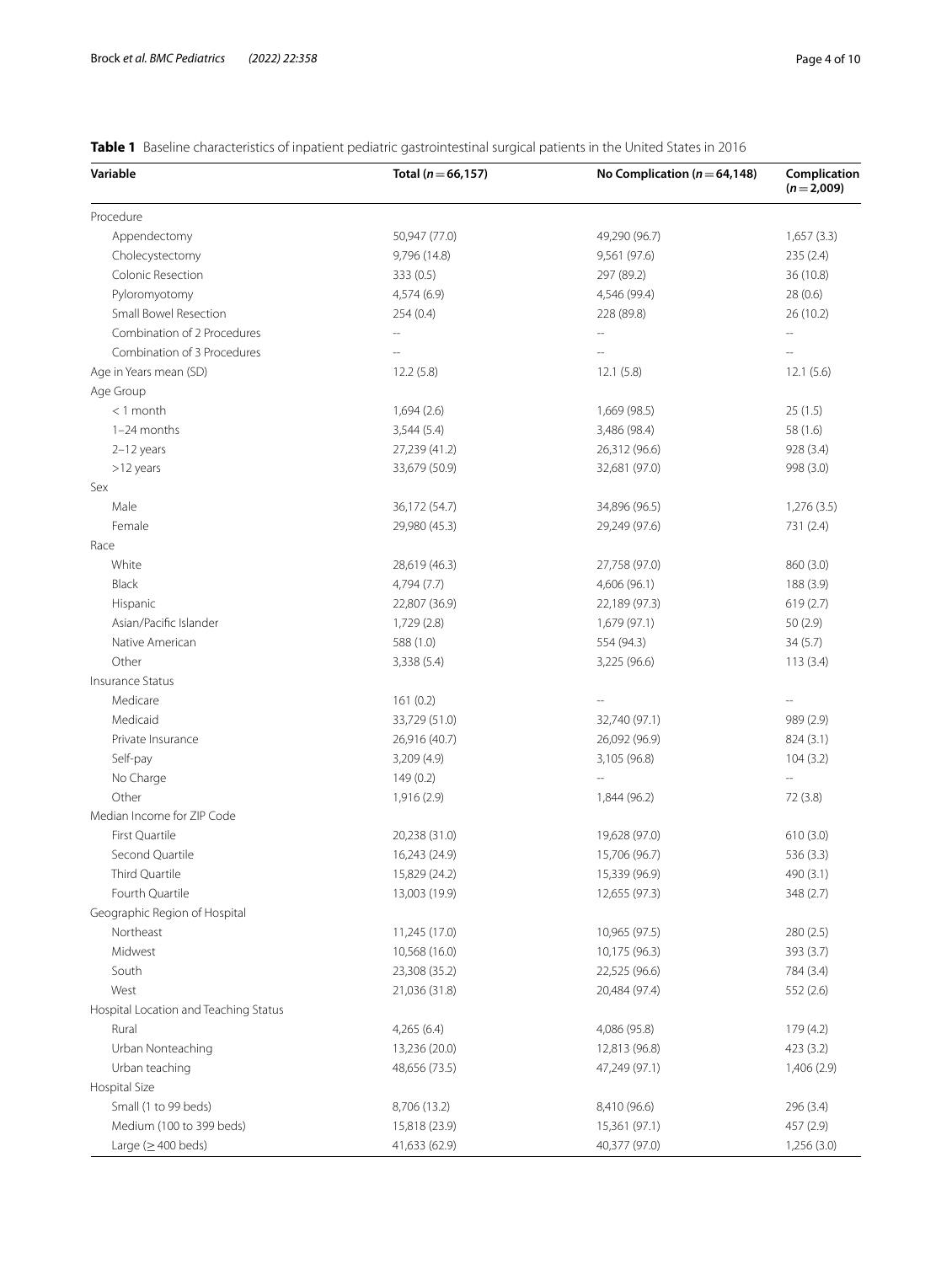**Table 1** Baseline characteristics of inpatient pediatric gastrointestinal surgical patients in the United States in 2016

| Variable | Total ($n = 66,157$) | No Complication ($n = 64,148$) | Complication ($n = 2,009$) |
|---|---|---|---|
| Procedure | | | |
| Appendectomy | 50,947 (77.0) | 49,290 (96.7) | 1,657 (3.3) |
| Cholecystectomy | 9,796 (14.8) | 9,561 (97.6) | 235 (2.4) |
| Colonic Resection | 333 (0.5) | 297 (89.2) | 36 (10.8) |
| Pyloromyotomy | 4,574 (6.9) | 4,546 (99.4) | 28 (0.6) |
| Small Bowel Resection | 254 (0.4) | 228 (89.8) | 26 (10.2) |
| Combination of 2 Procedures | -- | -- | -- |
| Combination of 3 Procedures | -- | -- | -- |
| Age in Years mean (SD) | 12.2 (5.8) | 12.1 (5.8) | 12.1 (5.6) |
| Age Group | | | |
| < 1 month | 1,694 (2.6) | 1,669 (98.5) | 25 (1.5) |
| 1–24 months | 3,544 (5.4) | 3,486 (98.4) | 58 (1.6) |
| 2–12 years | 27,239 (41.2) | 26,312 (96.6) | 928 (3.4) |
| >12 years | 33,679 (50.9) | 32,681 (97.0) | 998 (3.0) |
| Sex | | | |
| Male | 36,172 (54.7) | 34,896 (96.5) | 1,276 (3.5) |
| Female | 29,980 (45.3) | 29,249 (97.6) | 731 (2.4) |
| Race | | | |
| White | 28,619 (46.3) | 27,758 (97.0) | 860 (3.0) |
| Black | 4,794 (7.7) | 4,606 (96.1) | 188 (3.9) |
| Hispanic | 22,807 (36.9) | 22,189 (97.3) | 619 (2.7) |
| Asian/Pacific Islander | 1,729 (2.8) | 1,679 (97.1) | 50 (2.9) |
| Native American | 588 (1.0) | 554 (94.3) | 34 (5.7) |
| Other | 3,338 (5.4) | 3,225 (96.6) | 113 (3.4) |
| Insurance Status | | | |
| Medicare | 161 (0.2) | -- | -- |
| Medicaid | 33,729 (51.0) | 32,740 (97.1) | 989 (2.9) |
| Private Insurance | 26,916 (40.7) | 26,092 (96.9) | 824 (3.1) |
| Self-pay | 3,209 (4.9) | 3,105 (96.8) | 104 (3.2) |
| No Charge | 149 (0.2) | -- | -- |
| Other | 1,916 (2.9) | 1,844 (96.2) | 72 (3.8) |
| Median Income for ZIP Code | | | |
| First Quartile | 20,238 (31.0) | 19,628 (97.0) | 610 (3.0) |
| Second Quartile | 16,243 (24.9) | 15,706 (96.7) | 536 (3.3) |
| Third Quartile | 15,829 (24.2) | 15,339 (96.9) | 490 (3.1) |
| Fourth Quartile | 13,003 (19.9) | 12,655 (97.3) | 348 (2.7) |
| Geographic Region of Hospital | | | |
| Northeast | 11,245 (17.0) | 10,965 (97.5) | 280 (2.5) |
| Midwest | 10,568 (16.0) | 10,175 (96.3) | 393 (3.7) |
| South | 23,308 (35.2) | 22,525 (96.6) | 784 (3.4) |
| West | 21,036 (31.8) | 20,484 (97.4) | 552 (2.6) |
| Hospital Location and Teaching Status | | | |
| Rural | 4,265 (6.4) | 4,086 (95.8) | 179 (4.2) |
| Urban Nonteaching | 13,236 (20.0) | 12,813 (96.8) | 423 (3.2) |
| Urban teaching | 48,656 (73.5) | 47,249 (97.1) | 1,406 (2.9) |
| Hospital Size | | | |
| Small (1 to 99 beds) | 8,706 (13.2) | 8,410 (96.6) | 296 (3.4) |
| Medium (100 to 399 beds) | 15,818 (23.9) | 15,361 (97.1) | 457 (2.9) |
| Large ($\geq$ 400 beds) | 41,633 (62.9) | 40,377 (97.0) | 1,256 (3.0) |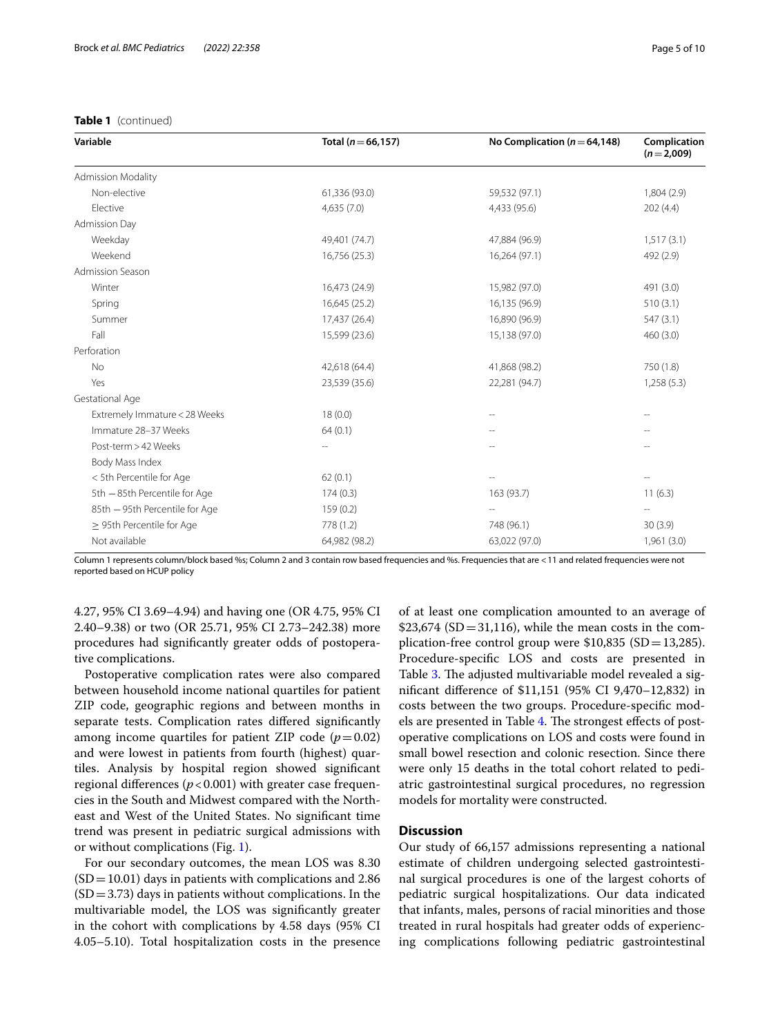**Table 1** (continued)

| Variable | Total ($n = 66,157$) | No Complication ($n = 64,148$) | Complication ($n = 2,009$) |
|---|---|---|---|
| Admission Modality | | | |
| Non-elective | 61,336 (93.0) | 59,532 (97.1) | 1,804 (2.9) |
| Elective | 4,635 (7.0) | 4,433 (95.6) | 202 (4.4) |
| Admission Day | | | |
| Weekday | 49,401 (74.7) | 47,884 (96.9) | 1,517 (3.1) |
| Weekend | 16,756 (25.3) | 16,264 (97.1) | 492 (2.9) |
| Admission Season | | | |
| Winter | 16,473 (24.9) | 15,982 (97.0) | 491 (3.0) |
| Spring | 16,645 (25.2) | 16,135 (96.9) | 510 (3.1) |
| Summer | 17,437 (26.4) | 16,890 (96.9) | 547 (3.1) |
| Fall | 15,599 (23.6) | 15,138 (97.0) | 460 (3.0) |
| Perforation | | | |
| No | 42,618 (64.4) | 41,868 (98.2) | 750 (1.8) |
| Yes | 23,539 (35.6) | 22,281 (94.7) | 1,258 (5.3) |
| Gestational Age | | | |
| Extremely Immature < 28 Weeks | 18 (0.0) | -- | -- |
| Immature 28–37 Weeks | 64 (0.1) | -- | -- |
| Post-term > 42 Weeks | -- | -- | -- |
| Body Mass Index | | | |
| < 5th Percentile for Age | 62 (0.1) | -- | -- |
| 5th − 85th Percentile for Age | 174 (0.3) | 163 (93.7) | 11 (6.3) |
| 85th − 95th Percentile for Age | 159 (0.2) | -- | -- |
| ≥ 95th Percentile for Age | 778 (1.2) | 748 (96.1) | 30 (3.9) |
| Not available | 64,982 (98.2) | 63,022 (97.0) | 1,961 (3.0) |

Column 1 represents column/block based %s; Column 2 and 3 contain row based frequencies and %s. Frequencies that are < 11 and related frequencies were not reported based on HCUP policy

4.27, 95% CI 3.69–4.94) and having one (OR 4.75, 95% CI 2.40–9.38) or two (OR 25.71, 95% CI 2.73–242.38) more procedures had significantly greater odds of postoperative complications.

Postoperative complication rates were also compared between household income national quartiles for patient ZIP code, geographic regions and between months in separate tests. Complication rates differed significantly among income quartiles for patient ZIP code ($p = 0.02$) and were lowest in patients from fourth (highest) quartiles. Analysis by hospital region showed significant regional differences ($p < 0.001$) with greater case frequencies in the South and Midwest compared with the Northeast and West of the United States. No significant time trend was present in pediatric surgical admissions with or without complications (Fig. 1).

For our secondary outcomes, the mean LOS was 8.30 (SD = 10.01) days in patients with complications and 2.86 (SD = 3.73) days in patients without complications. In the multivariable model, the LOS was significantly greater in the cohort with complications by 4.58 days (95% CI 4.05–5.10). Total hospitalization costs in the presence of at least one complication amounted to an average of $23,674 (SD = 31,116), while the mean costs in the complication-free control group were $10,835 (SD = 13,285). Procedure-specific LOS and costs are presented in Table 3. The adjusted multivariable model revealed a significant difference of $11,151 (95% CI 9,470–12,832) in costs between the two groups. Procedure-specific models are presented in Table 4. The strongest effects of postoperative complications on LOS and costs were found in small bowel resection and colonic resection. Since there were only 15 deaths in the total cohort related to pediatric gastrointestinal surgical procedures, no regression models for mortality were constructed.

## Discussion

Our study of 66,157 admissions representing a national estimate of children undergoing selected gastrointestinal surgical procedures is one of the largest cohorts of pediatric surgical hospitalizations. Our data indicated that infants, males, persons of racial minorities and those treated in rural hospitals had greater odds of experiencing complications following pediatric gastrointestinal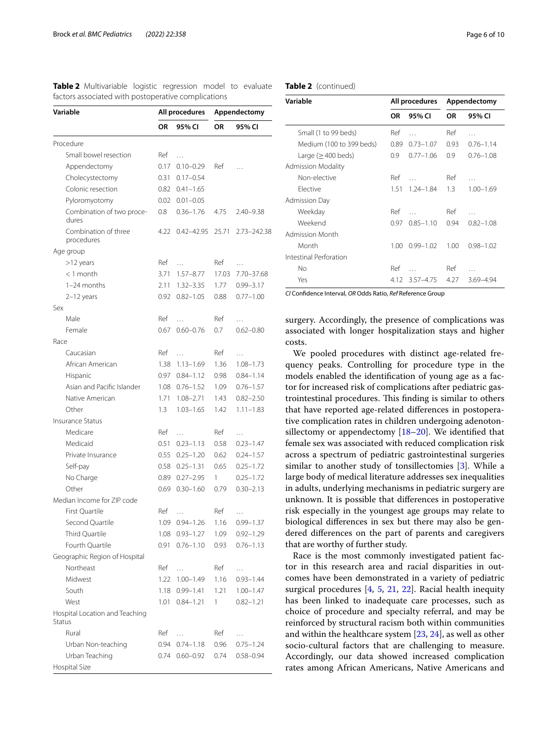**Table 2** Multivariable logistic regression model to evaluate factors associated with postoperative complications

| Variable | All procedures | | Appendectomy | |
|---|---|---|---|---|
| | OR | 95% CI | OR | 95% CI |
| Procedure | | | | |
| Small bowel resection | Ref | … | | |
| Appendectomy | 0.17 | 0.10–0.29 | Ref | … |
| Cholecystectomy | 0.31 | 0.17–0.54 | | |
| Colonic resection | 0.82 | 0.41–1.65 | | |
| Pyloromyotomy | 0.02 | 0.01–0.05 | | |
| Combination of two procedures | 0.8 | 0.36–1.76 | 4.75 | 2.40–9.38 |
| Combination of three procedures | 4.22 | 0.42–42.95 | 25.71 | 2.73–242.38 |
| Age group | | | | |
| >12 years | Ref | … | Ref | … |
| < 1 month | 3.71 | 1.57–8.77 | 17.03 | 7.70–37.68 |
| 1–24 months | 2.11 | 1.32–3.35 | 1.77 | 0.99–3.17 |
| 2–12 years | 0.92 | 0.82–1.05 | 0.88 | 0.77–1.00 |
| Sex | | | | |
| Male | Ref | … | Ref | … |
| Female | 0.67 | 0.60–0.76 | 0.7 | 0.62–0.80 |
| Race | | | | |
| Caucasian | Ref | … | Ref | … |
| African American | 1.38 | 1.13–1.69 | 1.36 | 1.08–1.73 |
| Hispanic | 0.97 | 0.84–1.12 | 0.98 | 0.84–1.14 |
| Asian and Pacific Islander | 1.08 | 0.76–1.52 | 1.09 | 0.76–1.57 |
| Native American | 1.71 | 1.08–2.71 | 1.43 | 0.82–2.50 |
| Other | 1.3 | 1.03–1.65 | 1.42 | 1.11–1.83 |
| Insurance Status | | | | |
| Medicare | Ref | … | Ref | … |
| Medicaid | 0.51 | 0.23–1.13 | 0.58 | 0.23–1.47 |
| Private Insurance | 0.55 | 0.25–1.20 | 0.62 | 0.24–1.57 |
| Self-pay | 0.58 | 0.25–1.31 | 0.65 | 0.25–1.72 |
| No Charge | 0.89 | 0.27–2.95 | 1 | 0.25–1.72 |
| Other | 0.69 | 0.30–1.60 | 0.79 | 0.30–2.13 |
| Median Income for ZIP code | | | | |
| First Quartile | Ref | … | Ref | … |
| Second Quartile | 1.09 | 0.94–1.26 | 1.16 | 0.99–1.37 |
| Third Quartile | 1.08 | 0.93–1.27 | 1.09 | 0.92–1.29 |
| Fourth Quartile | 0.91 | 0.76–1.10 | 0.93 | 0.76–1.13 |
| Geographic Region of Hospital | | | | |
| Northeast | Ref | … | Ref | … |
| Midwest | 1.22 | 1.00–1.49 | 1.16 | 0.93–1.44 |
| South | 1.18 | 0.99–1.41 | 1.21 | 1.00–1.47 |
| West | 1.01 | 0.84–1.21 | 1 | 0.82–1.21 |
| Hospital Location and Teaching Status | | | | |
| Rural | Ref | … | Ref | … |
| Urban Non-teaching | 0.94 | 0.74–1.18 | 0.96 | 0.75–1.24 |
| Urban Teaching | 0.74 | 0.60–0.92 | 0.74 | 0.58–0.94 |
| Hospital Size | | | | |
| Small (1 to 99 beds) | Ref | … | Ref | … |
| Medium (100 to 399 beds) | 0.89 | 0.73–1.07 | 0.93 | 0.76–1.14 |
| Large (≥ 400 beds) | 0.9 | 0.77–1.06 | 0.9 | 0.76–1.08 |
| Admission Modality | | | | |
| Non-elective | Ref | … | Ref | … |
| Elective | 1.51 | 1.24–1.84 | 1.3 | 1.00–1.69 |
| Admission Day | | | | |
| Weekday | Ref | … | Ref | … |
| Weekend | 0.97 | 0.85–1.10 | 0.94 | 0.82–1.08 |
| Admission Month | | | | |
| Month | 1.00 | 0.99–1.02 | 1.00 | 0.98–1.02 |
| Intestinal Perforation | | | | |
| No | Ref | … | Ref | … |
| Yes | 4.12 | 3.57–4.75 | 4.27 | 3.69–4.94 |

*CI* Confidence Interval, *OR* Odds Ratio, *Ref* Reference Group

surgery. Accordingly, the presence of complications was associated with longer hospitalization stays and higher costs.

We pooled procedures with distinct age-related frequency peaks. Controlling for procedure type in the models enabled the identification of young age as a factor for increased risk of complications after pediatric gastrointestinal procedures. This finding is similar to others that have reported age-related differences in postoperative complication rates in children undergoing adenotonsillectomy or appendectomy [18–20]. We identified that female sex was associated with reduced complication risk across a spectrum of pediatric gastrointestinal surgeries similar to another study of tonsillectomies [3]. While a large body of medical literature addresses sex inequalities in adults, underlying mechanisms in pediatric surgery are unknown. It is possible that differences in postoperative risk especially in the youngest age groups may relate to biological differences in sex but there may also be gendered differences on the part of parents and caregivers that are worthy of further study.

Race is the most commonly investigated patient factor in this research area and racial disparities in outcomes have been demonstrated in a variety of pediatric surgical procedures [4, 5, 21, 22]. Racial health inequity has been linked to inadequate care processes, such as choice of procedure and specialty referral, and may be reinforced by structural racism both within communities and within the healthcare system [23, 24], as well as other socio-cultural factors that are challenging to measure. Accordingly, our data showed increased complication rates among African Americans, Native Americans and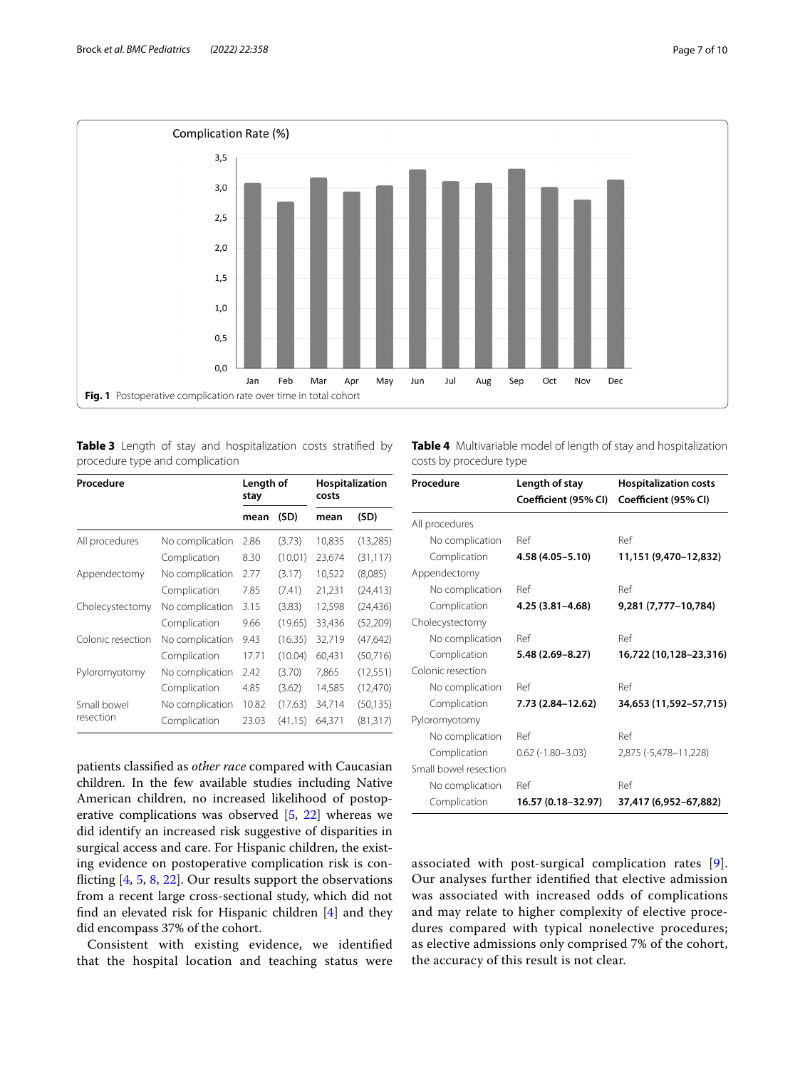Fig. 1 Postoperative complication rate over time in total cohort

**Table 3** Length of stay and hospitalization costs stratified by procedure type and complication

| Procedure | | Length of stay | | Hospitalization costs | |
|---|---|---|---|---|---|
| | | mean | (SD) | mean | (SD) |
| All procedures | No complication | 2.86 | (3.73) | 10,835 | (13,285) |
| | Complication | 8.30 | (10.01) | 23,674 | (31,117) |
| Appendectomy | No complication | 2.77 | (3.17) | 10,522 | (8,085) |
| | Complication | 7.85 | (7.41) | 21,231 | (24,413) |
| Cholecystectomy | No complication | 3.15 | (3.83) | 12,598 | (24,436) |
| | Complication | 9.66 | (19.65) | 33,436 | (52,209) |
| Colonic resection | No complication | 9.43 | (16.35) | 32,719 | (47,642) |
| | Complication | 17.71 | (10.04) | 60,431 | (50,716) |
| Pyloromyotomy | No complication | 2.42 | (3.70) | 7,865 | (12,551) |
| | Complication | 4.85 | (3.62) | 14,585 | (12,470) |
| Small bowel resection | No complication | 10.82 | (17.63) | 34,714 | (50,135) |
| | Complication | 23.03 | (41.15) | 64,371 | (81,317) |

**Table 4** Multivariable model of length of stay and hospitalization costs by procedure type

| Procedure | Length of stay Coefficient (95% CI) | Hospitalization costs Coefficient (95% CI) |
|---|---|---|
| All procedures | | |
| No complication | Ref | Ref |
| Complication | **4.58 (4.05–5.10)** | **11,151 (9,470–12,832)** |
| Appendectomy | | |
| No complication | Ref | Ref |
| Complication | **4.25 (3.81–4.68)** | **9,281 (7,777–10,784)** |
| Cholecystectomy | | |
| No complication | Ref | Ref |
| Complication | **5.48 (2.69–8.27)** | **16,722 (10,128–23,316)** |
| Colonic resection | | |
| No complication | Ref | Ref |
| Complication | **7.73 (2.84–12.62)** | **34,653 (11,592–57,715)** |
| Pyloromyotomy | | |
| No complication | Ref | Ref |
| Complication | 0.62 (-1.80–3.03) | 2,875 (-5,478–11,228) |
| Small bowel resection | | |
| No complication | Ref | Ref |
| Complication | **16.57 (0.18–32.97)** | **37,417 (6,952–67,882)** |

patients classified as *other race* compared with Caucasian children. In the few available studies including Native American children, no increased likelihood of postoperative complications was observed [5, 22] whereas we did identify an increased risk suggestive of disparities in surgical access and care. For Hispanic children, the existing evidence on postoperative complication risk is conflicting [4, 5, 8, 22]. Our results support the observations from a recent large cross-sectional study, which did not find an elevated risk for Hispanic children [4] and they did encompass 37% of the cohort.

Consistent with existing evidence, we identified that the hospital location and teaching status were associated with post-surgical complication rates [9]. Our analyses further identified that elective admission was associated with increased odds of complications and may relate to higher complexity of elective procedures compared with typical nonelective procedures; as elective admissions only comprised 7% of the cohort, the accuracy of this result is not clear.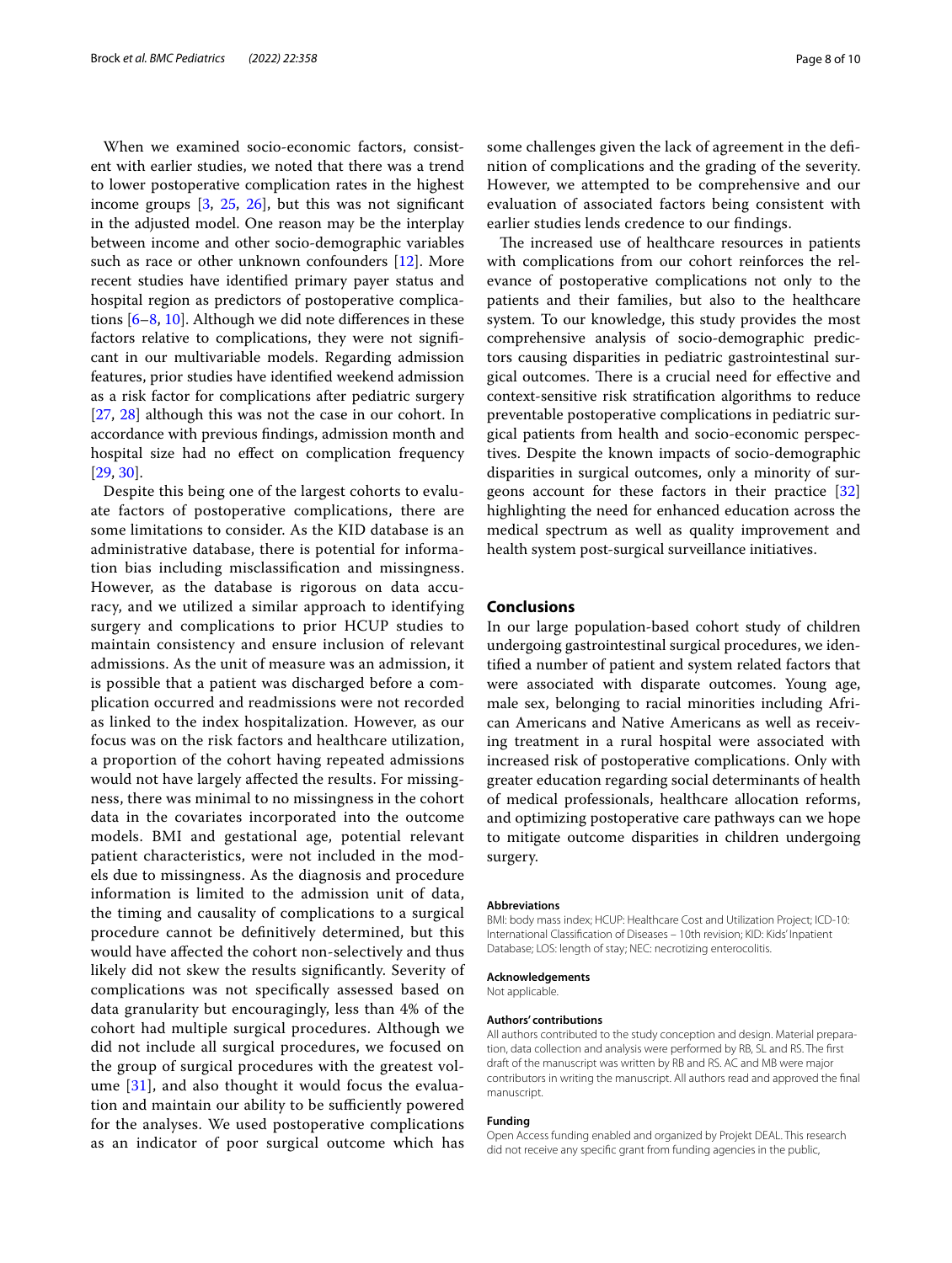When we examined socio-economic factors, consistent with earlier studies, we noted that there was a trend to lower postoperative complication rates in the highest income groups [3, 25, 26], but this was not significant in the adjusted model. One reason may be the interplay between income and other socio-demographic variables such as race or other unknown confounders [12]. More recent studies have identified primary payer status and hospital region as predictors of postoperative complications [6–8, 10]. Although we did note differences in these factors relative to complications, they were not significant in our multivariable models. Regarding admission features, prior studies have identified weekend admission as a risk factor for complications after pediatric surgery [27, 28] although this was not the case in our cohort. In accordance with previous findings, admission month and hospital size had no effect on complication frequency [29, 30].

Despite this being one of the largest cohorts to evaluate factors of postoperative complications, there are some limitations to consider. As the KID database is an administrative database, there is potential for information bias including misclassification and missingness. However, as the database is rigorous on data accuracy, and we utilized a similar approach to identifying surgery and complications to prior HCUP studies to maintain consistency and ensure inclusion of relevant admissions. As the unit of measure was an admission, it is possible that a patient was discharged before a complication occurred and readmissions were not recorded as linked to the index hospitalization. However, as our focus was on the risk factors and healthcare utilization, a proportion of the cohort having repeated admissions would not have largely affected the results. For missingness, there was minimal to no missingness in the cohort data in the covariates incorporated into the outcome models. BMI and gestational age, potential relevant patient characteristics, were not included in the models due to missingness. As the diagnosis and procedure information is limited to the admission unit of data, the timing and causality of complications to a surgical procedure cannot be definitively determined, but this would have affected the cohort non-selectively and thus likely did not skew the results significantly. Severity of complications was not specifically assessed based on data granularity but encouragingly, less than 4% of the cohort had multiple surgical procedures. Although we did not include all surgical procedures, we focused on the group of surgical procedures with the greatest volume [31], and also thought it would focus the evaluation and maintain our ability to be sufficiently powered for the analyses. We used postoperative complications as an indicator of poor surgical outcome which has some challenges given the lack of agreement in the definition of complications and the grading of the severity. However, we attempted to be comprehensive and our evaluation of associated factors being consistent with earlier studies lends credence to our findings.

The increased use of healthcare resources in patients with complications from our cohort reinforces the relevance of postoperative complications not only to the patients and their families, but also to the healthcare system. To our knowledge, this study provides the most comprehensive analysis of socio-demographic predictors causing disparities in pediatric gastrointestinal surgical outcomes. There is a crucial need for effective and context-sensitive risk stratification algorithms to reduce preventable postoperative complications in pediatric surgical patients from health and socio-economic perspectives. Despite the known impacts of socio-demographic disparities in surgical outcomes, only a minority of surgeons account for these factors in their practice [32] highlighting the need for enhanced education across the medical spectrum as well as quality improvement and health system post-surgical surveillance initiatives.

## Conclusions

In our large population-based cohort study of children undergoing gastrointestinal surgical procedures, we identified a number of patient and system related factors that were associated with disparate outcomes. Young age, male sex, belonging to racial minorities including African Americans and Native Americans as well as receiving treatment in a rural hospital were associated with increased risk of postoperative complications. Only with greater education regarding social determinants of health of medical professionals, healthcare allocation reforms, and optimizing postoperative care pathways can we hope to mitigate outcome disparities in children undergoing surgery.

#### Abbreviations

BMI: body mass index; HCUP: Healthcare Cost and Utilization Project; ICD-10: International Classification of Diseases – 10th revision; KID: Kids' Inpatient Database; LOS: length of stay; NEC: necrotizing enterocolitis.

#### Acknowledgements

Not applicable.

#### Authors' contributions

All authors contributed to the study conception and design. Material preparation, data collection and analysis were performed by RB, SL and RS. The first draft of the manuscript was written by RB and RS. AC and MB were major contributors in writing the manuscript. All authors read and approved the final manuscript.

#### Funding

Open Access funding enabled and organized by Projekt DEAL. This research did not receive any specific grant from funding agencies in the public,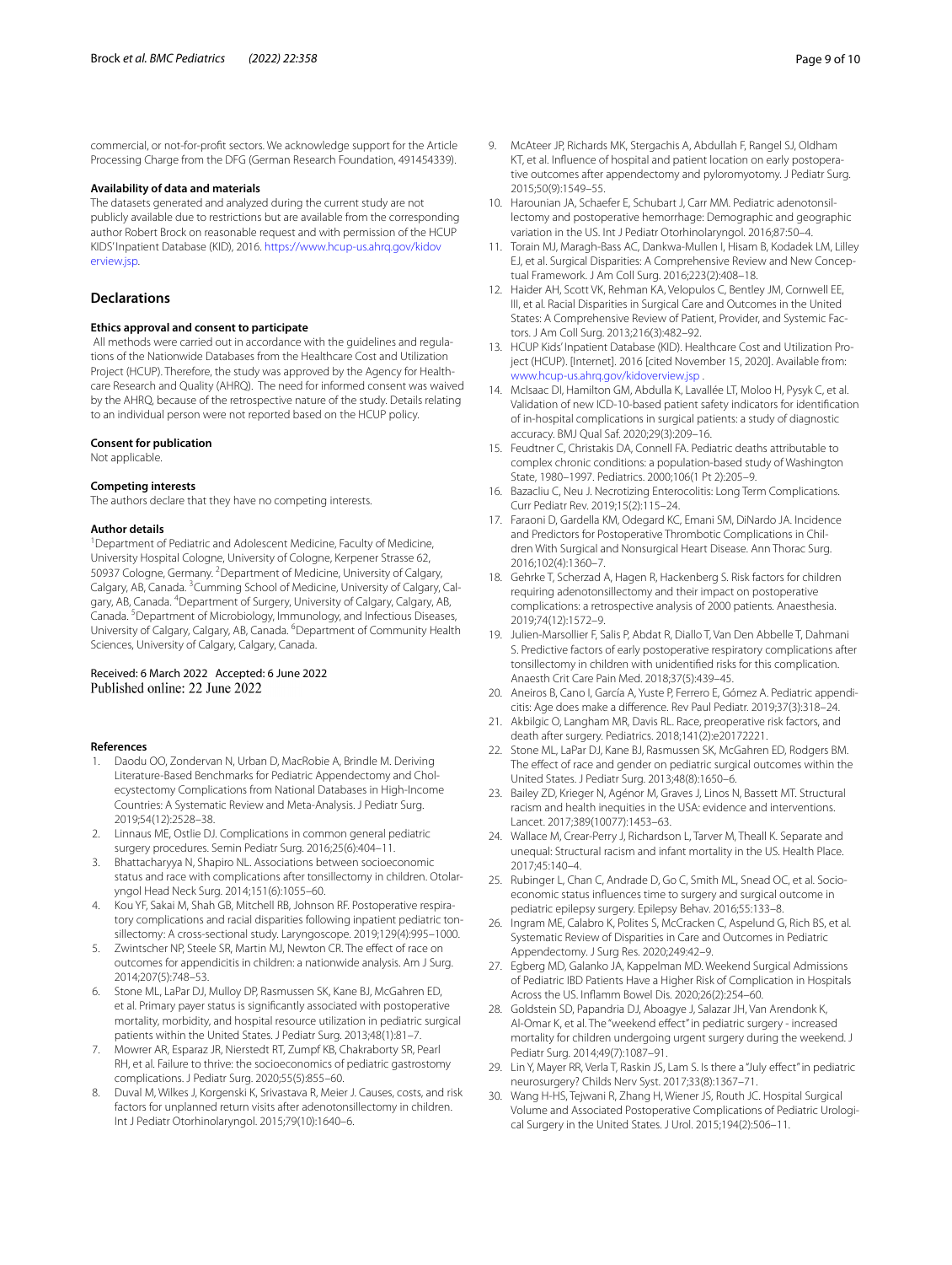commercial, or not-for-profit sectors. We acknowledge support for the Article Processing Charge from the DFG (German Research Foundation, 491454339).

### Availability of data and materials

The datasets generated and analyzed during the current study are not publicly available due to restrictions but are available from the corresponding author Robert Brock on reasonable request and with permission of the HCUP KIDS' Inpatient Database (KID), 2016. https://www.hcup-us.ahrq.gov/kidoverview.jsp.

## Declarations

### Ethics approval and consent to participate

All methods were carried out in accordance with the guidelines and regulations of the Nationwide Databases from the Healthcare Cost and Utilization Project (HCUP). Therefore, the study was approved by the Agency for Healthcare Research and Quality (AHRQ). The need for informed consent was waived by the AHRQ, because of the retrospective nature of the study. Details relating to an individual person were not reported based on the HCUP policy.

### Consent for publication

Not applicable.

### Competing interests

The authors declare that they have no competing interests.

### Author details

[1]Department of Pediatric and Adolescent Medicine, Faculty of Medicine, University Hospital Cologne, University of Cologne, Kerpener Strasse 62, 50937 Cologne, Germany. [2]Department of Medicine, University of Calgary, Calgary, AB, Canada. [3]Cumming School of Medicine, University of Calgary, Calgary, AB, Canada. [4]Department of Surgery, University of Calgary, Calgary, AB, Canada. [5]Department of Microbiology, Immunology, and Infectious Diseases, University of Calgary, Calgary, AB, Canada. [6]Department of Community Health Sciences, University of Calgary, Calgary, Canada.

Received: 6 March 2022 Accepted: 6 June 2022
Published online: 22 June 2022

### References

1. Daodu OO, Zondervan N, Urban D, MacRobie A, Brindle M. Deriving Literature-Based Benchmarks for Pediatric Appendectomy and Cholecystectomy Complications from National Databases in High-Income Countries: A Systematic Review and Meta-Analysis. J Pediatr Surg. 2019;54(12):2528–38.
2. Linnaus ME, Ostlie DJ. Complications in common general pediatric surgery procedures. Semin Pediatr Surg. 2016;25(6):404–11.
3. Bhattacharyya N, Shapiro NL. Associations between socioeconomic status and race with complications after tonsillectomy in children. Otolaryngol Head Neck Surg. 2014;151(6):1055–60.
4. Kou YF, Sakai M, Shah GB, Mitchell RB, Johnson RF. Postoperative respiratory complications and racial disparities following inpatient pediatric tonsillectomy: A cross-sectional study. Laryngoscope. 2019;129(4):995–1000.
5. Zwintscher NP, Steele SR, Martin MJ, Newton CR. The effect of race on outcomes for appendicitis in children: a nationwide analysis. Am J Surg. 2014;207(5):748–53.
6. Stone ML, LaPar DJ, Mulloy DP, Rasmussen SK, Kane BJ, McGahren ED, et al. Primary payer status is significantly associated with postoperative mortality, morbidity, and hospital resource utilization in pediatric surgical patients within the United States. J Pediatr Surg. 2013;48(1):81–7.
7. Mowrer AR, Esparaz JR, Nierstedt RT, Zumpf KB, Chakraborty SR, Pearl RH, et al. Failure to thrive: the socioeconomics of pediatric gastrostomy complications. J Pediatr Surg. 2020;55(5):855–60.
8. Duval M, Wilkes J, Korgenski K, Srivastava R, Meier J. Causes, costs, and risk factors for unplanned return visits after adenotonsillectomy in children. Int J Pediatr Otorhinolaryngol. 2015;79(10):1640–6.
9. McAteer JP, Richards MK, Stergachis A, Abdullah F, Rangel SJ, Oldham KT, et al. Influence of hospital and patient location on early postoperative outcomes after appendectomy and pyloromyotomy. J Pediatr Surg. 2015;50(9):1549–55.
10. Harounian JA, Schaefer E, Schubart J, Carr MM. Pediatric adenotonsillectomy and postoperative hemorrhage: Demographic and geographic variation in the US. Int J Pediatr Otorhinolaryngol. 2016;87:50–4.
11. Torain MJ, Maragh-Bass AC, Dankwa-Mullen I, Hisam B, Kodadek LM, Lilley EJ, et al. Surgical Disparities: A Comprehensive Review and New Conceptual Framework. J Am Coll Surg. 2016;223(2):408–18.
12. Haider AH, Scott VK, Rehman KA, Velopulos C, Bentley JM, Cornwell EE, III, et al. Racial Disparities in Surgical Care and Outcomes in the United States: A Comprehensive Review of Patient, Provider, and Systemic Factors. J Am Coll Surg. 2013;216(3):482–92.
13. HCUP Kids' Inpatient Database (KID). Healthcare Cost and Utilization Project (HCUP). [Internet]. 2016 [cited November 15, 2020]. Available from: www.hcup-us.ahrq.gov/kidoverview.jsp .
14. McIsaac DI, Hamilton GM, Abdulla K, Lavallée LT, Moloo H, Pysyk C, et al. Validation of new ICD-10-based patient safety indicators for identification of in-hospital complications in surgical patients: a study of diagnostic accuracy. BMJ Qual Saf. 2020;29(3):209–16.
15. Feudtner C, Christakis DA, Connell FA. Pediatric deaths attributable to complex chronic conditions: a population-based study of Washington State, 1980–1997. Pediatrics. 2000;106(1 Pt 2):205–9.
16. Bazacliu C, Neu J. Necrotizing Enterocolitis: Long Term Complications. Curr Pediatr Rev. 2019;15(2):115–24.
17. Faraoni D, Gardella KM, Odegard KC, Emani SM, DiNardo JA. Incidence and Predictors for Postoperative Thrombotic Complications in Children With Surgical and Nonsurgical Heart Disease. Ann Thorac Surg. 2016;102(4):1360–7.
18. Gehrke T, Scherzad A, Hagen R, Hackenberg S. Risk factors for children requiring adenotonsillectomy and their impact on postoperative complications: a retrospective analysis of 2000 patients. Anaesthesia. 2019;74(12):1572–9.
19. Julien-Marsollier F, Salis P, Abdat R, Diallo T, Van Den Abbelle T, Dahmani S. Predictive factors of early postoperative respiratory complications after tonsillectomy in children with unidentified risks for this complication. Anaesth Crit Care Pain Med. 2018;37(5):439–45.
20. Aneiros B, Cano I, García A, Yuste P, Ferrero E, Gómez A. Pediatric appendicitis: Age does make a difference. Rev Paul Pediatr. 2019;37(3):318–24.
21. Akbilgic O, Langham MR, Davis RL. Race, preoperative risk factors, and death after surgery. Pediatrics. 2018;141(2):e20172221.
22. Stone ML, LaPar DJ, Kane BJ, Rasmussen SK, McGahren ED, Rodgers BM. The effect of race and gender on pediatric surgical outcomes within the United States. J Pediatr Surg. 2013;48(8):1650–6.
23. Bailey ZD, Krieger N, Agénor M, Graves J, Linos N, Bassett MT. Structural racism and health inequities in the USA: evidence and interventions. Lancet. 2017;389(10077):1453–63.
24. Wallace M, Crear-Perry J, Richardson L, Tarver M, Theall K. Separate and unequal: Structural racism and infant mortality in the US. Health Place. 2017;45:140–4.
25. Rubinger L, Chan C, Andrade D, Go C, Smith ML, Snead OC, et al. Socioeconomic status influences time to surgery and surgical outcome in pediatric epilepsy surgery. Epilepsy Behav. 2016;55:133–8.
26. Ingram ME, Calabro K, Polites S, McCracken C, Aspelund G, Rich BS, et al. Systematic Review of Disparities in Care and Outcomes in Pediatric Appendectomy. J Surg Res. 2020;249:42–9.
27. Egberg MD, Galanko JA, Kappelman MD. Weekend Surgical Admissions of Pediatric IBD Patients Have a Higher Risk of Complication in Hospitals Across the US. Inflamm Bowel Dis. 2020;26(2):254–60.
28. Goldstein SD, Papandria DJ, Aboagye J, Salazar JH, Van Arendonk K, Al-Omar K, et al. The "weekend effect" in pediatric surgery - increased mortality for children undergoing urgent surgery during the weekend. J Pediatr Surg. 2014;49(7):1087–91.
29. Lin Y, Mayer RR, Verla T, Raskin JS, Lam S. Is there a "July effect" in pediatric neurosurgery? Childs Nerv Syst. 2017;33(8):1367–71.
30. Wang H-HS, Tejwani R, Zhang H, Wiener JS, Routh JC. Hospital Surgical Volume and Associated Postoperative Complications of Pediatric Urological Surgery in the United States. J Urol. 2015;194(2):506–11.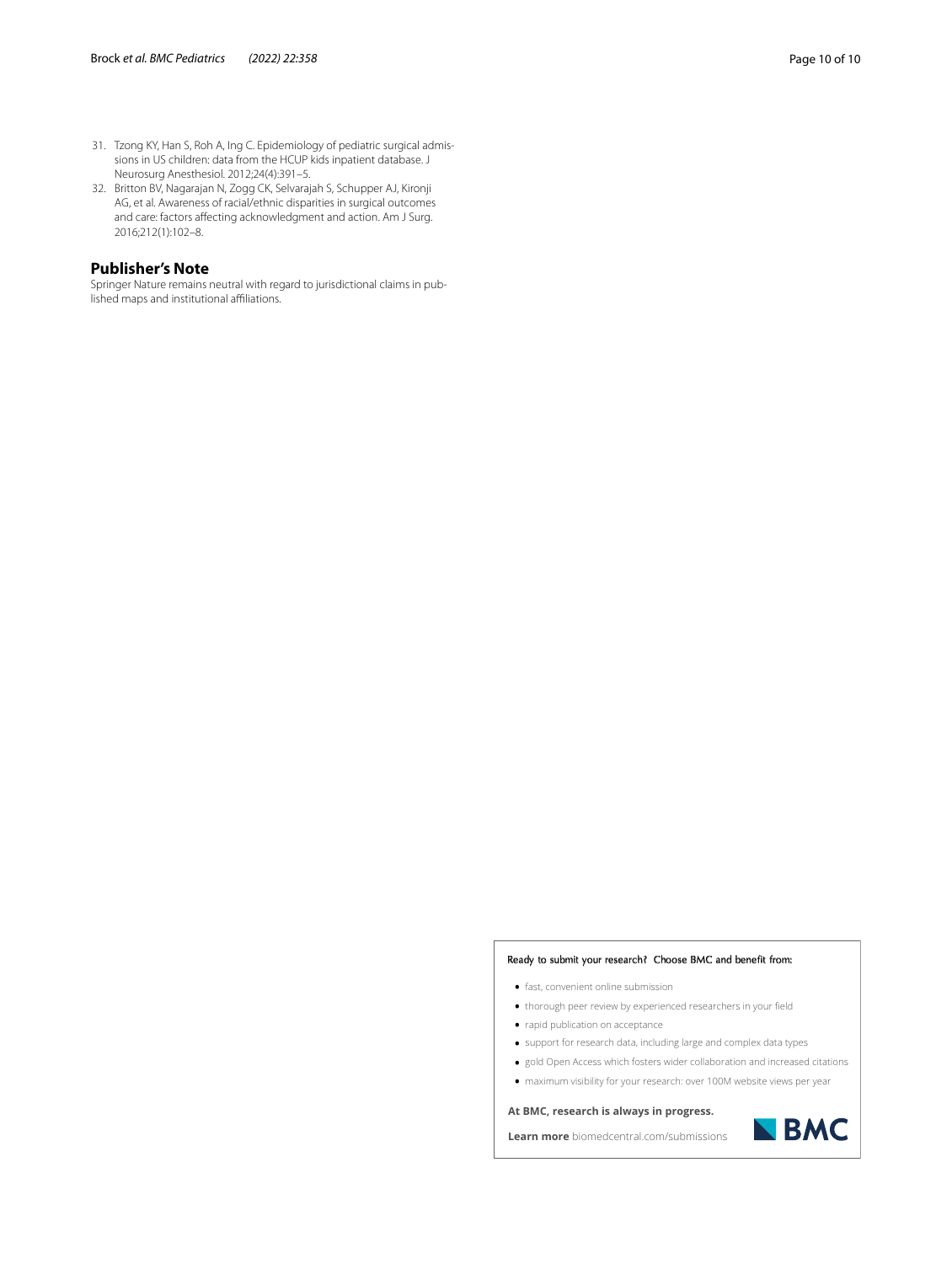31. Tzong KY, Han S, Roh A, Ing C. Epidemiology of pediatric surgical admissions in US children: data from the HCUP kids inpatient database. J Neurosurg Anesthesiol. 2012;24(4):391–5.
32. Britton BV, Nagarajan N, Zogg CK, Selvarajah S, Schupper AJ, Kironji AG, et al. Awareness of racial/ethnic disparities in surgical outcomes and care: factors affecting acknowledgment and action. Am J Surg. 2016;212(1):102–8.

## Publisher's Note

Springer Nature remains neutral with regard to jurisdictional claims in published maps and institutional affiliations.

Ready to submit your research? Choose BMC and benefit from:

- fast, convenient online submission
- thorough peer review by experienced researchers in your field
- rapid publication on acceptance
- support for research data, including large and complex data types
- gold Open Access which fosters wider collaboration and increased citations
- maximum visibility for your research: over 100M website views per year

**At BMC, research is always in progress.**

**Learn more** biomedcentral.com/submissions

BMC